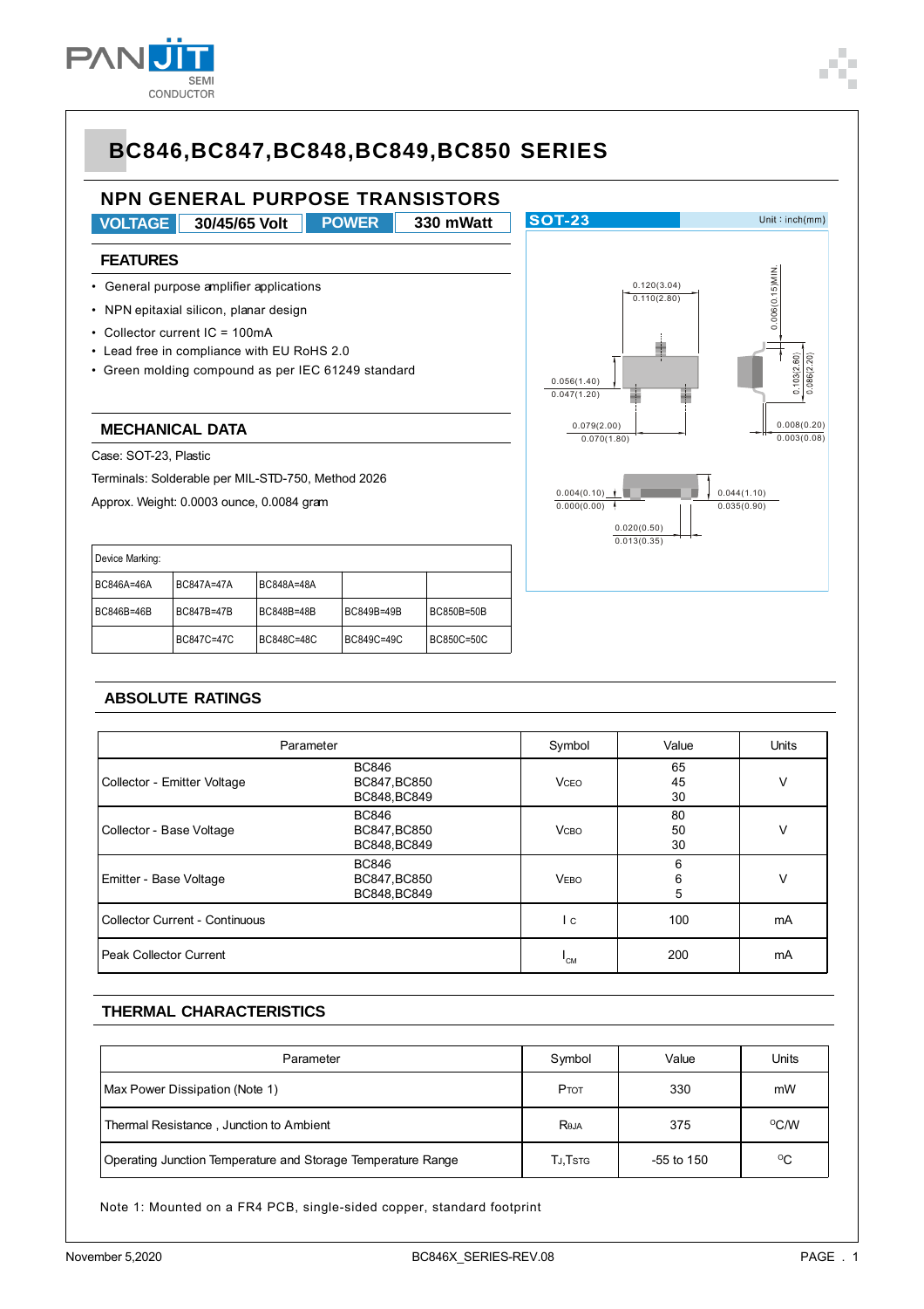# BC846,BC847,BC848,BC849,BC850 SERIES

## NPN GENERAL PURPOSE TRANSISTORS

| VOLTAGE | 30/45/65 Volt | POWER | 330 mWatt |
|---|---|---|---|

### FEATURES

- General purpose amplifier applications
- NPN epitaxial silicon, planar design
- Collector current IC = 100mA
- Lead free in compliance with EU RoHS 2.0
- Green molding compound as per IEC 61249 standard

### MECHANICAL DATA

Case: SOT-23, Plastic

Terminals: Solderable per MIL-STD-750, Method 2026

Approx. Weight: 0.0003 ounce, 0.0084 gram

| Device Marking: | | | | |
|---|---|---|---|---|
| BC846A=46A | BC847A=47A | BC848A=48A | | |
| BC846B=46B | BC847B=47B | BC848B=48B | BC849B=49B | BC850B=50B |
| | BC847C=47C | BC848C=48C | BC849C=49C | BC850C=50C |

**SOT-23** Unit : inch(mm)

0.120(3.04) 0.110(2.80)
0.006(0.15)MIN.
0.103(2.60) 0.086(2.20)
0.056(1.40) 0.047(1.20)
0.079(2.00) 0.070(1.80)
0.008(0.20) 0.003(0.08)
0.004(0.10) 0.000(0.00)
0.044(1.10) 0.035(0.90)
0.020(0.50) 0.013(0.35)

### ABSOLUTE RATINGS

| Parameter | | Symbol | Value | Units |
|---|---|---|---|---|
| Collector - Emitter Voltage | BC846<br>BC847,BC850<br>BC848,BC849 | $V_{CEO}$ | 65<br>45<br>30 | V |
| Collector - Base Voltage | BC846<br>BC847,BC850<br>BC848,BC849 | $V_{CBO}$ | 80<br>50<br>30 | V |
| Emitter - Base Voltage | BC846<br>BC847,BC850<br>BC848,BC849 | $V_{EBO}$ | 6<br>6<br>5 | V |
| Collector Current - Continuous | | $I_C$ | 100 | mA |
| Peak Collector Current | | $I_{CM}$ | 200 | mA |

### THERMAL CHARACTERISTICS

| Parameter | Symbol | Value | Units |
|---|---|---|---|
| Max Power Dissipation (Note 1) | $P_{TOT}$ | 330 | mW |
| Thermal Resistance , Junction to Ambient | $R_{\theta JA}$ | 375 | °C/W |
| Operating Junction Temperature and Storage Temperature Range | $T_J$,$T_{STG}$ | -55 to 150 | °C |

Note 1: Mounted on a FR4 PCB, single-sided copper, standard footprint

November 5,2020 BC846X_SERIES-REV.08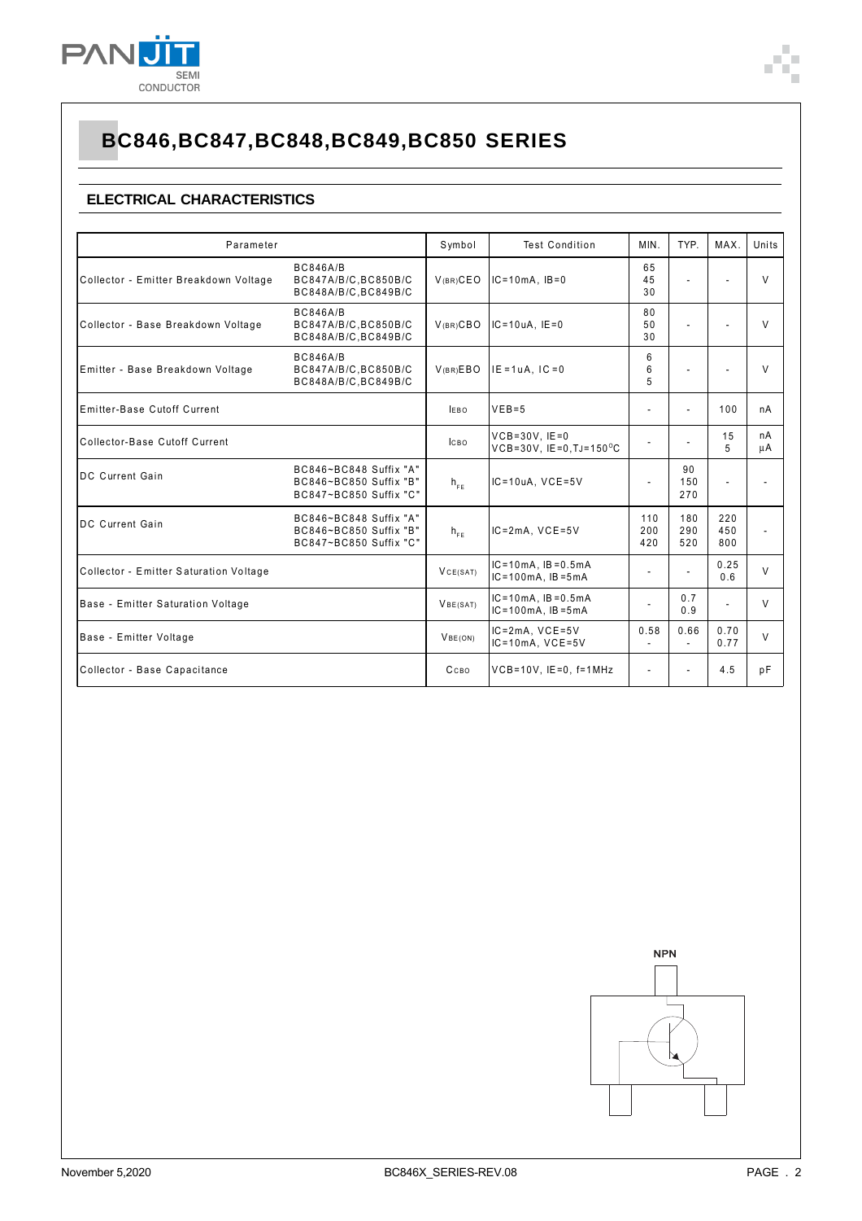# BC846,BC847,BC848,BC849,BC850 SERIES

## ELECTRICAL CHARACTERISTICS

| Parameter | | Symbol | Test Condition | MIN. | TYP. | MAX. | Units |
|---|---|---|---|---|---|---|---|
| Collector - Emitter Breakdown Voltage | BC846A/B<br>BC847A/B/C,BC850B/C<br>BC848A/B/C,BC849B/C | $V_{(BR)CEO}$ | IC=10mA, IB=0 | 65<br>45<br>30 | - | - | V |
| Collector - Base Breakdown Voltage | BC846A/B<br>BC847A/B/C,BC850B/C<br>BC848A/B/C,BC849B/C | $V_{(BR)CBO}$ | IC=10uA, IE=0 | 80<br>50<br>30 | - | - | V |
| Emitter - Base Breakdown Voltage | BC846A/B<br>BC847A/B/C,BC850B/C<br>BC848A/B/C,BC849B/C | $V_{(BR)EBO}$ | IE=1uA, IC=0 | 6<br>6<br>5 | - | - | V |
| Emitter-Base Cutoff Current | | $I_{EBO}$ | VEB=5 | - | - | 100 | nA |
| Collector-Base Cutoff Current | | $I_{CBO}$ | VCB=30V, IE=0<br>VCB=30V, IE=0,TJ=150°C | - | - | 15<br>5 | nA<br>μA |
| DC Current Gain | BC846~BC848 Suffix "A"<br>BC846~BC850 Suffix "B"<br>BC847~BC850 Suffix "C" | $h_{FE}$ | IC=10uA, VCE=5V | - | 90<br>150<br>270 | - | - |
| DC Current Gain | BC846~BC848 Suffix "A"<br>BC846~BC850 Suffix "B"<br>BC847~BC850 Suffix "C" | $h_{FE}$ | IC=2mA, VCE=5V | 110<br>200<br>420 | 180<br>290<br>520 | 220<br>450<br>800 | - |
| Collector - Emitter Saturation Voltage | | $V_{CE(SAT)}$ | IC=10mA, IB=0.5mA<br>IC=100mA, IB=5mA | - | - | 0.25<br>0.6 | V |
| Base - Emitter Saturation Voltage | | $V_{BE(SAT)}$ | IC=10mA, IB=0.5mA<br>IC=100mA, IB=5mA | - | 0.7<br>0.9 | - | V |
| Base - Emitter Voltage | | $V_{BE(ON)}$ | IC=2mA, VCE=5V<br>IC=10mA, VCE=5V | 0.58<br>- | 0.66<br>- | 0.70<br>0.77 | V |
| Collector - Base Capacitance | | $C_{CBO}$ | VCB=10V, IE=0, f=1MHz | - | - | 4.5 | pF |

NPN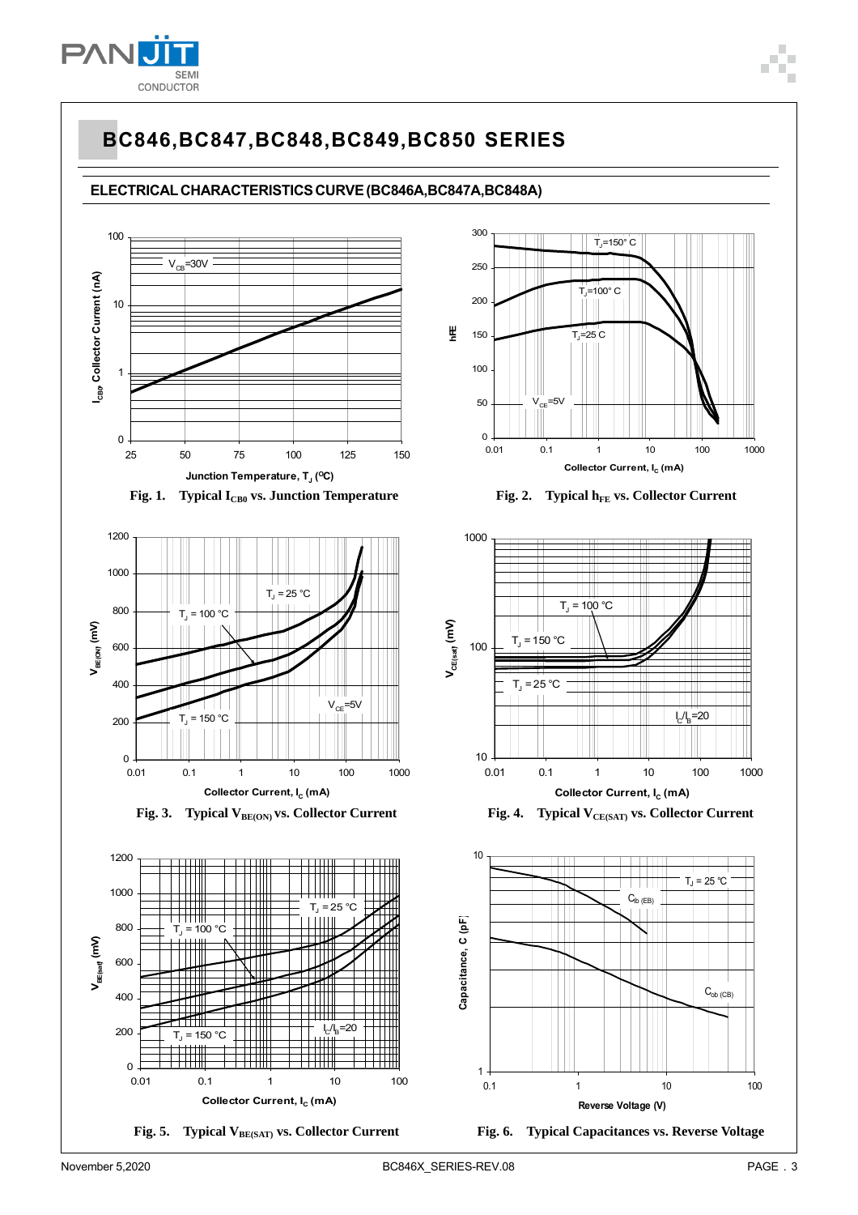# BC846,BC847,BC848,BC849,BC850 SERIES

## ELECTRICAL CHARACTERISTICS CURVE (BC846A,BC847A,BC848A)

**Fig. 1. Typical $I_{CB0}$ vs. Junction Temperature**

**Fig. 2. Typical $h_{FE}$ vs. Collector Current**

**Fig. 3. Typical $V_{BE(ON)}$ vs. Collector Current**

**Fig. 4. Typical $V_{CE(SAT)}$ vs. Collector Current**

**Fig. 5. Typical $V_{BE(SAT)}$ vs. Collector Current**

**Fig. 6. Typical Capacitances vs. Reverse Voltage**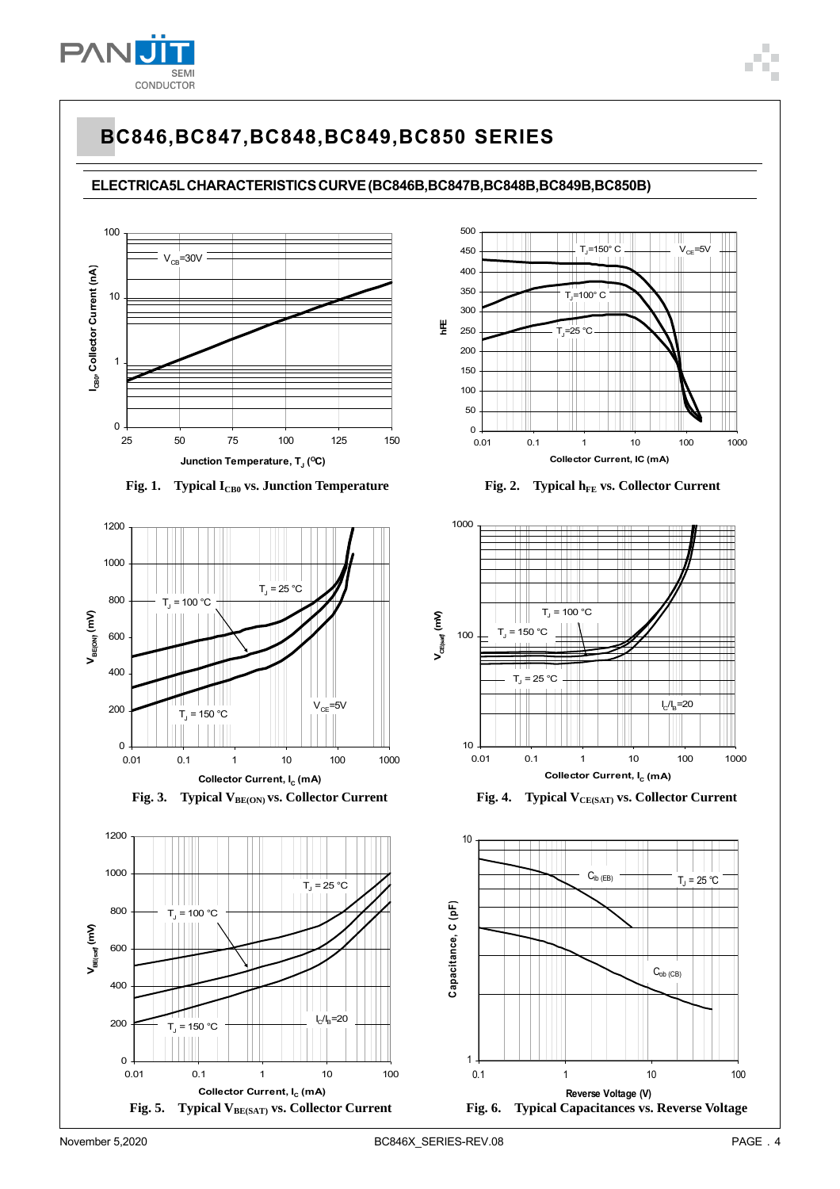# BC846,BC847,BC848,BC849,BC850 SERIES

## ELECTRICA5L CHARACTERISTICS CURVE (BC846B,BC847B,BC848B,BC849B,BC850B)

Fig. 1. Typical $I_{CB0}$ vs. Junction Temperature

Fig. 2. Typical $h_{FE}$ vs. Collector Current

Fig. 3. Typical $V_{BE(ON)}$ vs. Collector Current

Fig. 4. Typical $V_{CE(SAT)}$ vs. Collector Current

Fig. 5. Typical $V_{BE(SAT)}$ vs. Collector Current

Fig. 6. Typical Capacitances vs. Reverse Voltage

November 5,2020 BC846X_SERIES-REV.08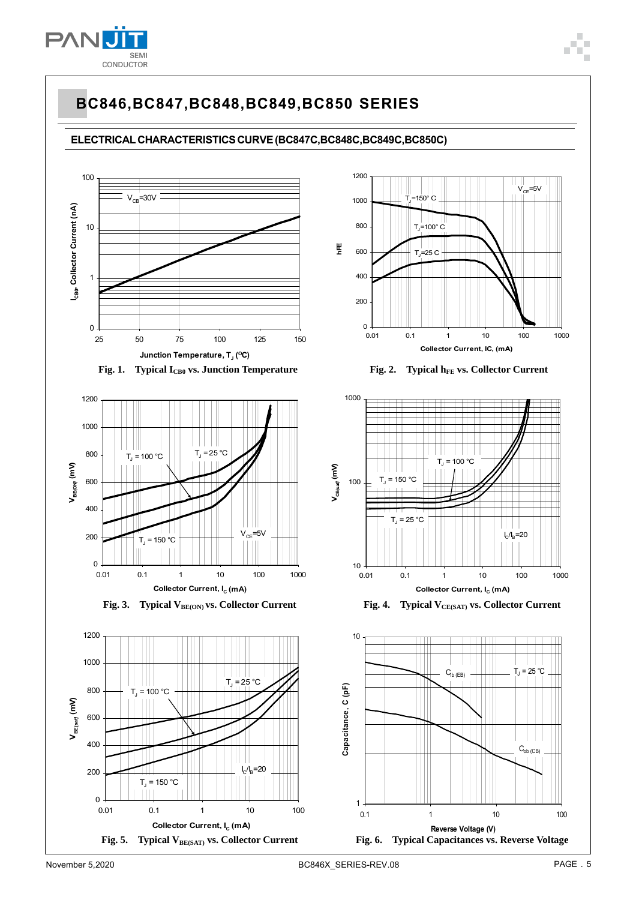# BC846,BC847,BC848,BC849,BC850 SERIES

## ELECTRICAL CHARACTERISTICS CURVE (BC847C,BC848C,BC849C,BC850C)

Fig. 1. Typical $I_{CB0}$ vs. Junction Temperature

Fig. 2. Typical $h_{FE}$ vs. Collector Current

Fig. 3. Typical $V_{BE(ON)}$ vs. Collector Current

Fig. 4. Typical $V_{CE(SAT)}$ vs. Collector Current

Fig. 5. Typical $V_{BE(SAT)}$ vs. Collector Current

Fig. 6. Typical Capacitances vs. Reverse Voltage

November 5,2020 BC846X_SERIES-REV.08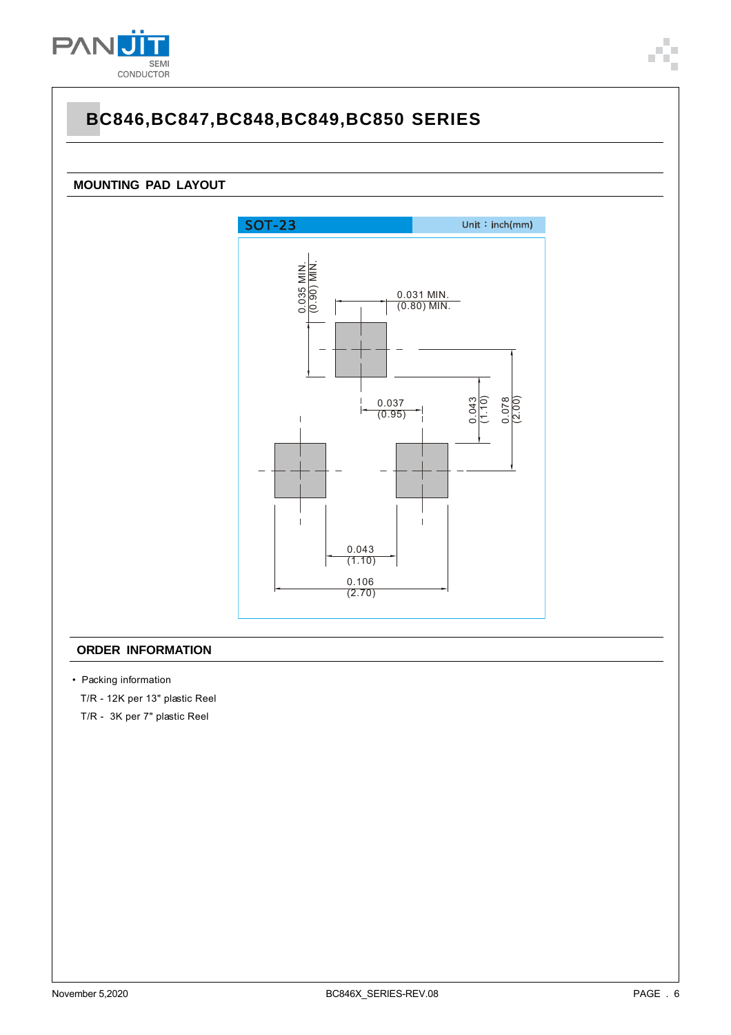# BC846,BC847,BC848,BC849,BC850 SERIES

## MOUNTING PAD LAYOUT

SOT-23 — Unit：inch(mm)

0.035 MIN. (0.90) MIN.

0.031 MIN. (0.80) MIN.

0.037 (0.95)

0.043 (1.10)

0.078 (2.00)

0.043 (1.10)

0.106 (2.70)

## ORDER INFORMATION

- Packing information

  T/R - 12K per 13" plastic Reel

  T/R - 3K per 7" plastic Reel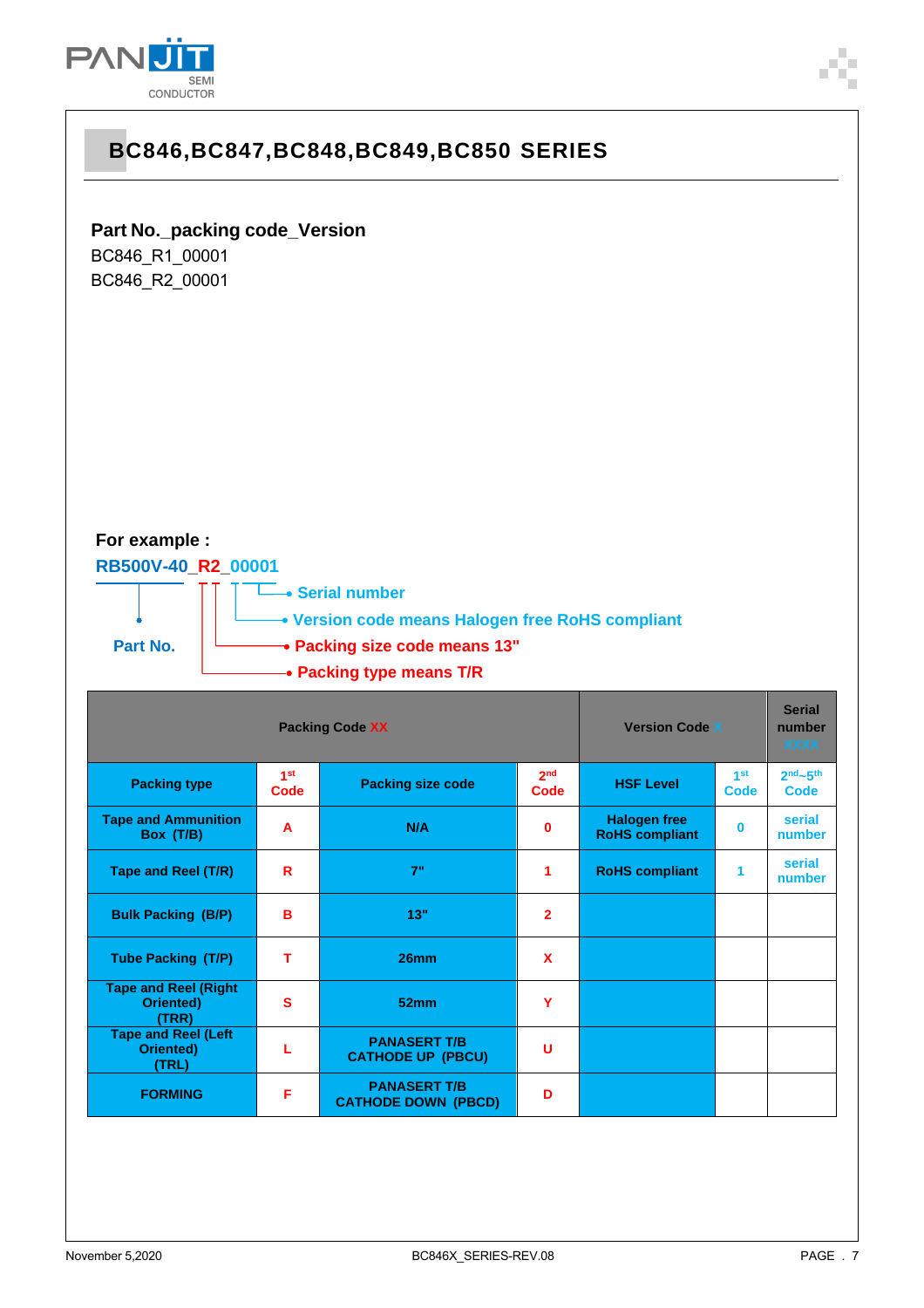## BC846,BC847,BC848,BC849,BC850 SERIES

**Part No._packing code_Version**

BC846_R1_00001

BC846_R2_00001

**For example :**

**RB500V-40_R2_00001**

- Part No.
- Serial number
- Version code means Halogen free RoHS compliant
- Packing size code means 13"
- Packing type means T/R

| Packing Code XX | | | | Version Code X | | Serial number XXXX |
|---|---|---|---|---|---|---|
| Packing type | 1st Code | Packing size code | 2nd Code | HSF Level | 1st Code | 2nd~5th Code |
| Tape and Ammunition Box (T/B) | A | N/A | 0 | Halogen free RoHS compliant | 0 | serial number |
| Tape and Reel (T/R) | R | 7" | 1 | RoHS compliant | 1 | serial number |
| Bulk Packing (B/P) | B | 13" | 2 | | | |
| Tube Packing (T/P) | T | 26mm | X | | | |
| Tape and Reel (Right Oriented) (TRR) | S | 52mm | Y | | | |
| Tape and Reel (Left Oriented) (TRL) | L | PANASERT T/B CATHODE UP (PBCU) | U | | | |
| FORMING | F | PANASERT T/B CATHODE DOWN (PBCD) | D | | | |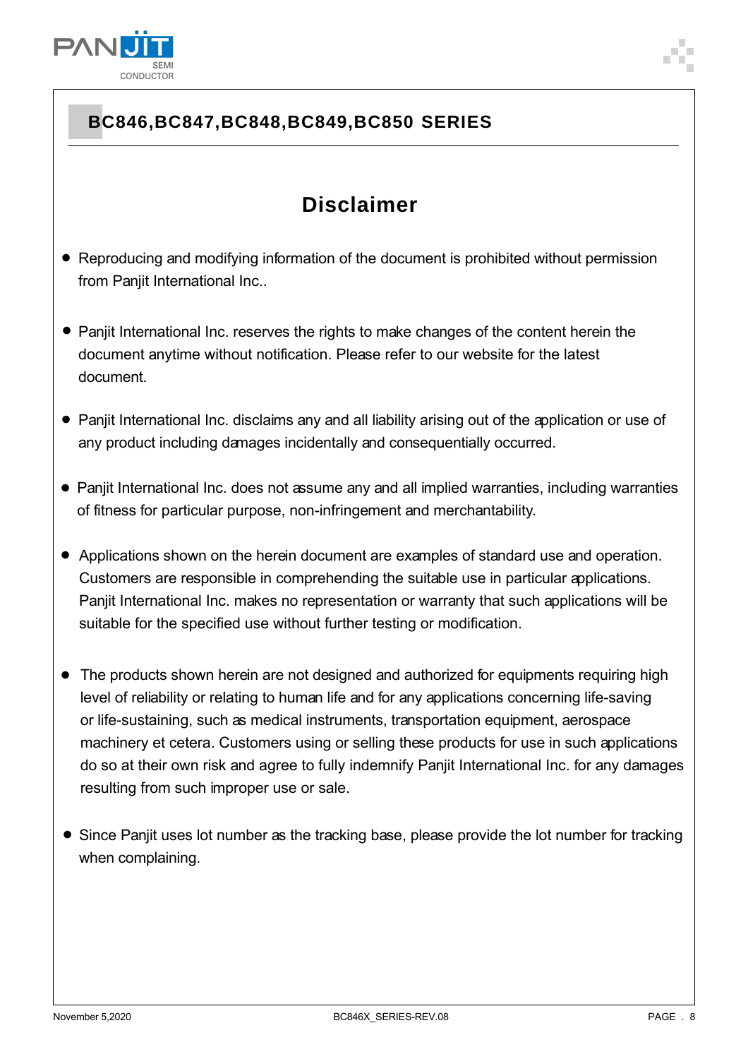# Disclaimer

- Reproducing and modifying information of the document is prohibited without permission from Panjit International Inc..
- Panjit International Inc. reserves the rights to make changes of the content herein the document anytime without notification. Please refer to our website for the latest document.
- Panjit International Inc. disclaims any and all liability arising out of the application or use of any product including damages incidentally and consequentially occurred.
- Panjit International Inc. does not assume any and all implied warranties, including warranties of fitness for particular purpose, non-infringement and merchantability.
- Applications shown on the herein document are examples of standard use and operation. Customers are responsible in comprehending the suitable use in particular applications. Panjit International Inc. makes no representation or warranty that such applications will be suitable for the specified use without further testing or modification.
- The products shown herein are not designed and authorized for equipments requiring high level of reliability or relating to human life and for any applications concerning life-saving or life-sustaining, such as medical instruments, transportation equipment, aerospace machinery et cetera. Customers using or selling these products for use in such applications do so at their own risk and agree to fully indemnify Panjit International Inc. for any damages resulting from such improper use or sale.
- Since Panjit uses lot number as the tracking base, please provide the lot number for tracking when complaining.